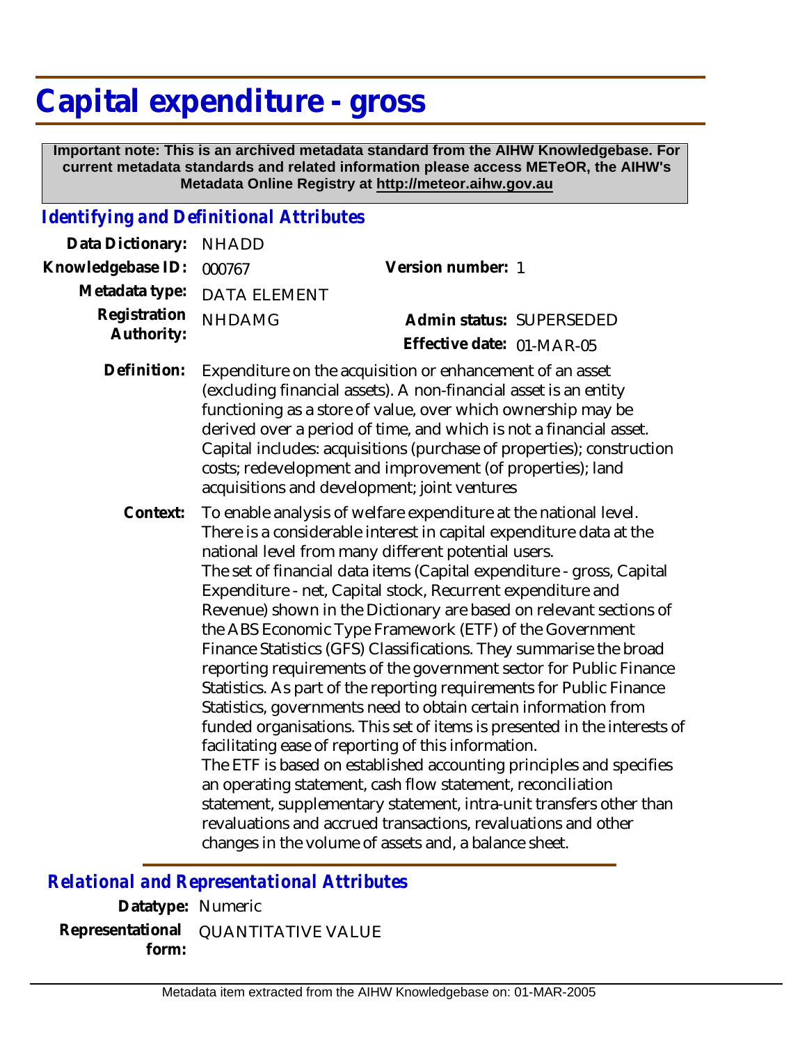# Capital expenditure - gross

**Important note: This is an archived metadata standard from the AIHW Knowledgebase. For current metadata standards and related information please access METeOR, the AIHW's Metadata Online Registry at http://meteor.aihw.gov.au**

## *Identifying and Definitional Attributes*

**Data Dictionary:** NHADD

**Knowledgebase ID:** 000767

**Version number:** 1

**Metadata type:** DATA ELEMENT

**Registration Authority:** NHDAMG

**Admin status:** SUPERSEDED

**Effective date:** 01-MAR-05

**Definition:** Expenditure on the acquisition or enhancement of an asset (excluding financial assets). A non-financial asset is an entity functioning as a store of value, over which ownership may be derived over a period of time, and which is not a financial asset. Capital includes: acquisitions (purchase of properties); construction costs; redevelopment and improvement (of properties); land acquisitions and development; joint ventures

**Context:** To enable analysis of welfare expenditure at the national level. There is a considerable interest in capital expenditure data at the national level from many different potential users.
The set of financial data items (Capital expenditure - gross, Capital Expenditure - net, Capital stock, Recurrent expenditure and Revenue) shown in the Dictionary are based on relevant sections of the ABS Economic Type Framework (ETF) of the Government Finance Statistics (GFS) Classifications. They summarise the broad reporting requirements of the government sector for Public Finance Statistics. As part of the reporting requirements for Public Finance Statistics, governments need to obtain certain information from funded organisations. This set of items is presented in the interests of facilitating ease of reporting of this information.
The ETF is based on established accounting principles and specifies an operating statement, cash flow statement, reconciliation statement, supplementary statement, intra-unit transfers other than revaluations and accrued transactions, revaluations and other changes in the volume of assets and, a balance sheet.

## *Relational and Representational Attributes*

**Datatype:** Numeric

**Representational form:** QUANTITATIVE VALUE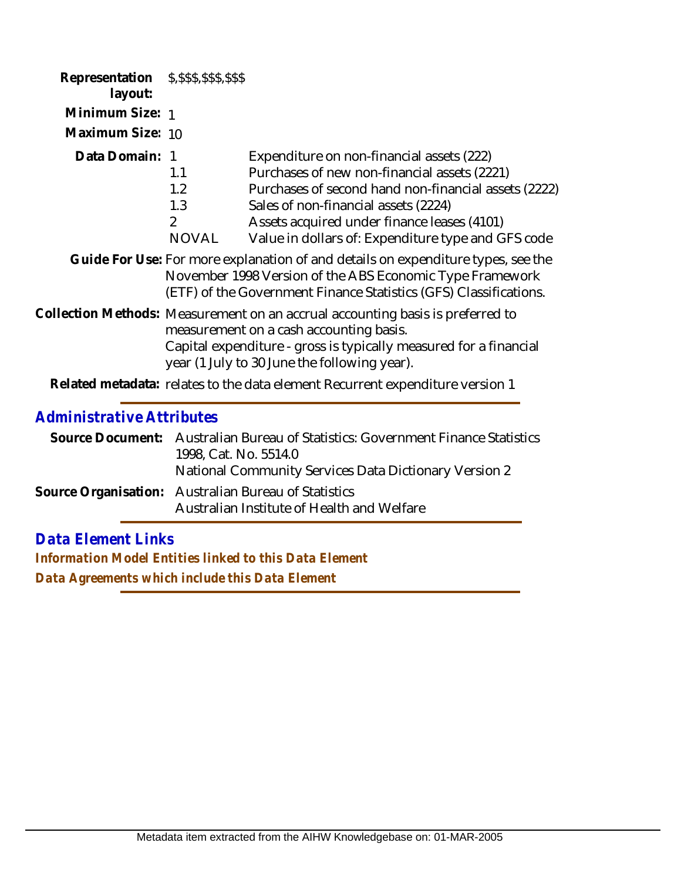**Representation layout:** $,$$$,$$$,$$$

**Minimum Size:** 1

**Maximum Size:** 10

**Data Domain:**

| | |
|---|---|
| 1 | Expenditure on non-financial assets (222) |
| 1.1 | Purchases of new non-financial assets (2221) |
| 1.2 | Purchases of second hand non-financial assets (2222) |
| 1.3 | Sales of non-financial assets (2224) |
| 2 | Assets acquired under finance leases (4101) |
| NOVAL | Value in dollars of: Expenditure type and GFS code |

**Guide For Use:** For more explanation of and details on expenditure types, see the November 1998 Version of the ABS Economic Type Framework (ETF) of the Government Finance Statistics (GFS) Classifications.

**Collection Methods:** Measurement on an accrual accounting basis is preferred to measurement on a cash accounting basis.
Capital expenditure - gross is typically measured for a financial year (1 July to 30 June the following year).

**Related metadata:** relates to the data element Recurrent expenditure version 1

## Administrative Attributes

**Source Document:** Australian Bureau of Statistics: Government Finance Statistics 1998, Cat. No. 5514.0
National Community Services Data Dictionary Version 2

**Source Organisation:** Australian Bureau of Statistics
Australian Institute of Health and Welfare

## Data Element Links

***Information Model Entities linked to this Data Element***

***Data Agreements which include this Data Element***